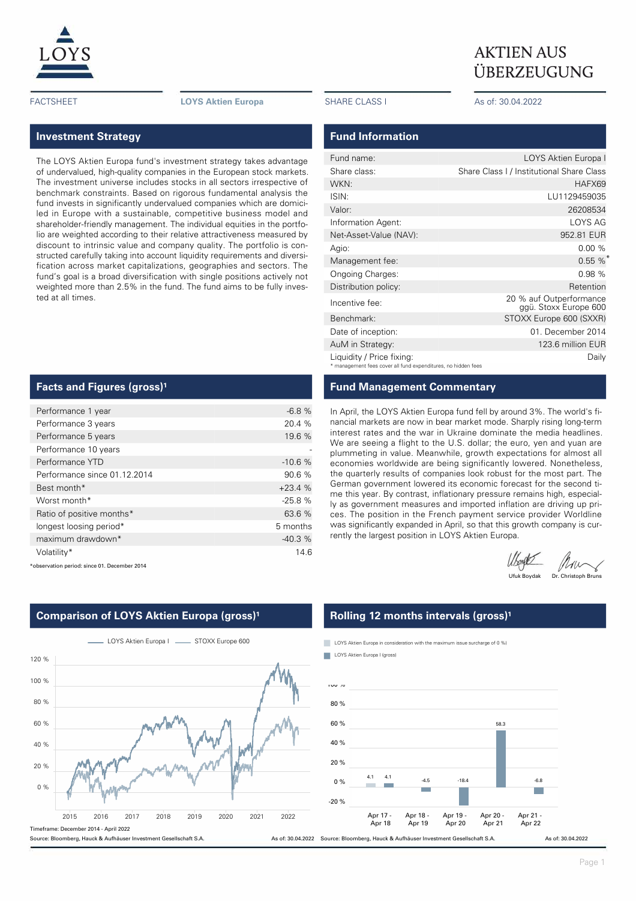# AKTIEN AUS ÜBERZEUGUNG

FACTSHEET | **LOYS Aktien Europa** | SHARE CLASS I | As of: 30.04.2022

## Investment Strategy

The LOYS Aktien Europa fund's investment strategy takes advantage of undervalued, high-quality companies in the European stock markets. The investment universe includes stocks in all sectors irrespective of benchmark constraints. Based on rigorous fundamental analysis the fund invests in significantly undervalued companies which are domiciled in Europe with a sustainable, competitive business model and shareholder-friendly management. The individual equities in the portfolio are weighted according to their relative attractiveness measured by discount to intrinsic value and company quality. The portfolio is constructed carefully taking into account liquidity requirements and diversification across market capitalizations, geographies and sectors. The fund's goal is a broad diversification with single positions actively not weighted more than 2.5% in the fund. The fund aims to be fully invested at all times.

## Fund Information

| | |
|---|---|
| Fund name: | LOYS Aktien Europa I |
| Share class: | Share Class I / Institutional Share Class |
| WKN: | HAFX69 |
| ISIN: | LU1129459035 |
| Valor: | 26208534 |
| Information Agent: | LOYS AG |
| Net-Asset-Value (NAV): | 952.81 EUR |
| Agio: | 0.00 % |
| Management fee: | 0.55 %* |
| Ongoing Charges: | 0.98 % |
| Distribution policy: | Retention |
| Incentive fee: | 20 % auf Outperformance ggü. Stoxx Europe 600 |
| Benchmark: | STOXX Europe 600 (SXXR) |
| Date of inception: | 01. December 2014 |
| AuM in Strategy: | 123.6 million EUR |
| Liquidity / Price fixing: | Daily |

\* management fees cover all fund expenditures, no hidden fees

## Facts and Figures (gross)[1]

| | |
|---|---|
| Performance 1 year | -6.8 % |
| Performance 3 years | 20.4 % |
| Performance 5 years | 19.6 % |
| Performance 10 years | - |
| Performance YTD | -10.6 % |
| Performance since 01.12.2014 | 90.6 % |
| Best month* | +23.4 % |
| Worst month* | -25.8 % |
| Ratio of positive months* | 63.6 % |
| longest loosing period* | 5 months |
| maximum drawdown* | -40.3 % |
| Volatility* | 14.6 |

*observation period: since 01. December 2014

## Fund Management Commentary

In April, the LOYS Aktien Europa fund fell by around 3%. The world's financial markets are now in bear market mode. Sharply rising long-term interest rates and the war in Ukraine dominate the media headlines. We are seeing a flight to the U.S. dollar; the euro, yen and yuan are plummeting in value. Meanwhile, growth expectations for almost all economies worldwide are being significantly lowered. Nonetheless, the quarterly results of companies look robust for the most part. The German government lowered its economic forecast for the second time this year. By contrast, inflationary pressure remains high, especially as government measures and imported inflation are driving up prices. The position in the French payment service provider Worldline was significantly expanded in April, so that this growth company is currently the largest position in LOYS Aktien Europa.

Ufuk Boydak    Dr. Christoph Bruns

## Comparison of LOYS Aktien Europa (gross)[1]

LOYS Aktien Europa I — STOXX Europe 600

Timeframe: December 2014 - April 2022

Source: Bloomberg, Hauck & Aufhäuser Investment Gesellschaft S.A. As of: 30.04.2022

## Rolling 12 months intervals (gross)[1]

LOYS Aktien Europa in consideration with the maximum issue surcharge of 0 %)
LOYS Aktien Europa I (gross)

| | Apr 17 - Apr 18 | Apr 18 - Apr 19 | Apr 19 - Apr 20 | Apr 20 - Apr 21 | Apr 21 - Apr 22 |
|---|---|---|---|---|---|
| LOYS Aktien Europa (max. issue surcharge 0 %) | 4.1 | | | | |
| LOYS Aktien Europa I (gross) | 4.1 | -4.5 | -18.4 | 58.3 | -6.8 |

Source: Bloomberg, Hauck & Aufhäuser Investment Gesellschaft S.A. As of: 30.04.2022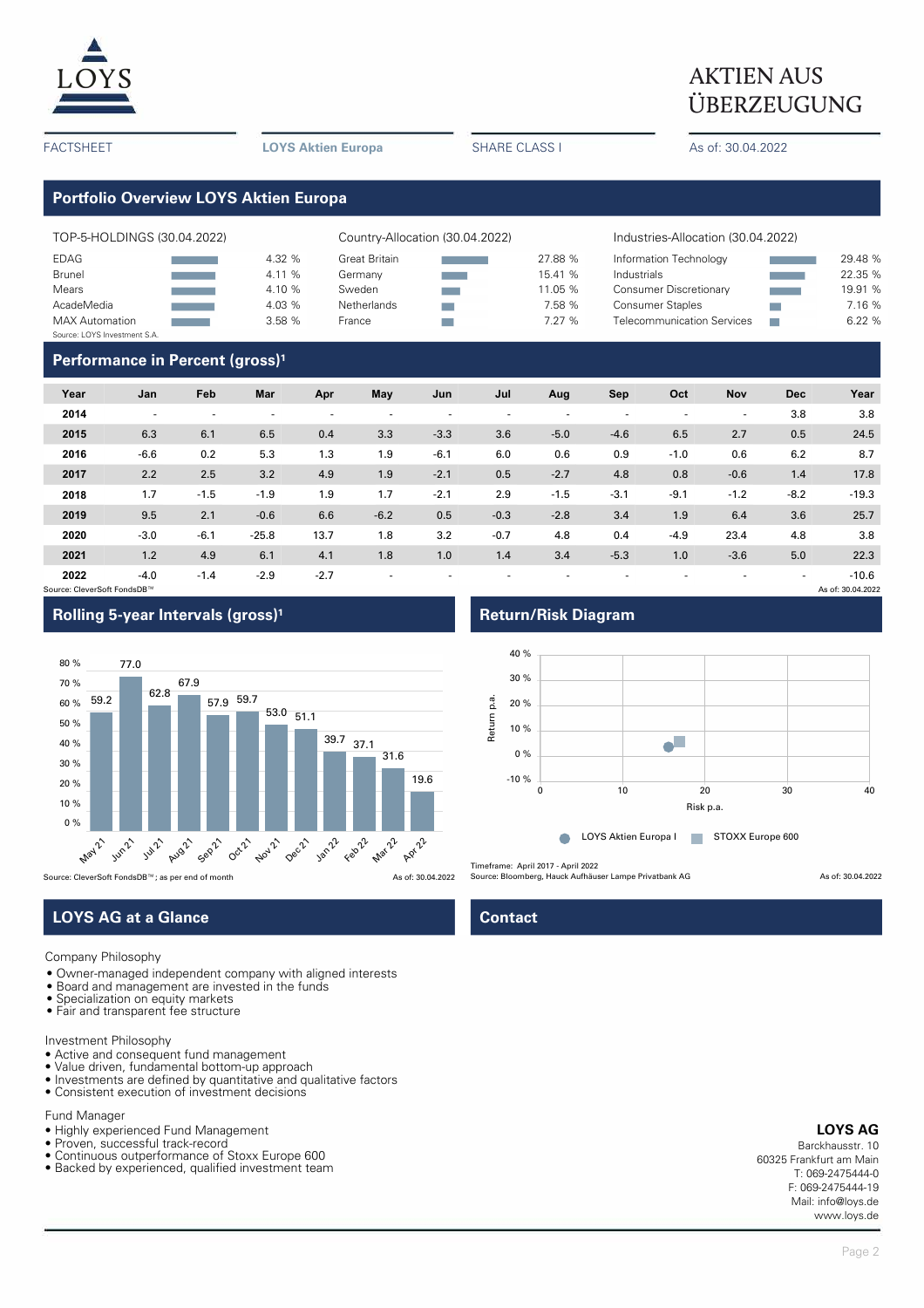# AKTIEN AUS ÜBERZEUGUNG

FACTSHEET | **LOYS Aktien Europa** | SHARE CLASS I | As of: 30.04.2022

## Portfolio Overview LOYS Aktien Europa

TOP-5-HOLDINGS (30.04.2022)

| Holding | Weight |
|---|---|
| EDAG | 4.32 % |
| Brunel | 4.11 % |
| Mears | 4.10 % |
| AcadeMedia | 4.03 % |
| MAX Automation | 3.58 % |

Source: LOYS Investment S.A.

Country-Allocation (30.04.2022)

| Country | Weight |
|---|---|
| Great Britain | 27.88 % |
| Germany | 15.41 % |
| Sweden | 11.05 % |
| Netherlands | 7.58 % |
| France | 7.27 % |

Industries-Allocation (30.04.2022)

| Industry | Weight |
|---|---|
| Information Technology | 29.48 % |
| Industrials | 22.35 % |
| Consumer Discretionary | 19.91 % |
| Consumer Staples | 7.16 % |
| Telecommunication Services | 6.22 % |

## Performance in Percent (gross)[1]

| Year | Jan | Feb | Mar | Apr | May | Jun | Jul | Aug | Sep | Oct | Nov | Dec | Year |
|---|---|---|---|---|---|---|---|---|---|---|---|---|---|
| **2014** | - | - | - | - | - | - | - | - | - | - | - | 3.8 | 3.8 |
| **2015** | 6.3 | 6.1 | 6.5 | 0.4 | 3.3 | -3.3 | 3.6 | -5.0 | -4.6 | 6.5 | 2.7 | 0.5 | 24.5 |
| **2016** | -6.6 | 0.2 | 5.3 | 1.3 | 1.9 | -6.1 | 6.0 | 0.6 | 0.9 | -1.0 | 0.6 | 6.2 | 8.7 |
| **2017** | 2.2 | 2.5 | 3.2 | 4.9 | 1.9 | -2.1 | 0.5 | -2.7 | 4.8 | 0.8 | -0.6 | 1.4 | 17.8 |
| **2018** | 1.7 | -1.5 | -1.9 | 1.9 | 1.7 | -2.1 | 2.9 | -1.5 | -3.1 | -9.1 | -1.2 | -8.2 | -19.3 |
| **2019** | 9.5 | 2.1 | -0.6 | 6.6 | -6.2 | 0.5 | -0.3 | -2.8 | 3.4 | 1.9 | 6.4 | 3.6 | 25.7 |
| **2020** | -3.0 | -6.1 | -25.8 | 13.7 | 1.8 | 3.2 | -0.7 | 4.8 | 0.4 | -4.9 | 23.4 | 4.8 | 3.8 |
| **2021** | 1.2 | 4.9 | 6.1 | 4.1 | 1.8 | 1.0 | 1.4 | 3.4 | -5.3 | 1.0 | -3.6 | 5.0 | 22.3 |
| **2022** | -4.0 | -1.4 | -2.9 | -2.7 | - | - | - | - | - | - | - | - | -10.6 |

Source: CleverSoft FondsDB™ | As of: 30.04.2022

## Rolling 5-year Intervals (gross)[1]

| May 21 | Jun 21 | Jul 21 | Aug 21 | Sep 21 | Oct 21 | Nov 21 | Dec 21 | Jan 22 | Feb 22 | Mar 22 | Apr 22 |
|---|---|---|---|---|---|---|---|---|---|---|---|
| 59.2 | 77.0 | 62.8 | 67.9 | 57.9 | 59.7 | 53.0 | 51.1 | 39.7 | 37.1 | 31.6 | 19.6 |

Source: CleverSoft FondsDB™ ; as per end of month | As of: 30.04.2022

## Return/Risk Diagram

Return p.a. / Risk p.a.

LOYS Aktien Europa I | STOXX Europe 600

Timeframe: April 2017 - April 2022
Source: Bloomberg, Hauck Aufhäuser Lampe Privatbank AG | As of: 30.04.2022

## LOYS AG at a Glance

Company Philosophy

- Owner-managed independent company with aligned interests
- Board and management are invested in the funds
- Specialization on equity markets
- Fair and transparent fee structure

Investment Philosophy

- Active and consequent fund management
- Value driven, fundamental bottom-up approach
- Investments are defined by quantitative and qualitative factors
- Consistent execution of investment decisions

Fund Manager

- Highly experienced Fund Management
- Proven, successful track-record
- Continuous outperformance of Stoxx Europe 600
- Backed by experienced, qualified investment team

## Contact

**LOYS AG**
Barckhausstr. 10
60325 Frankfurt am Main
T: 069-2475444-0
F: 069-2475444-19
Mail: info@loys.de
www.loys.de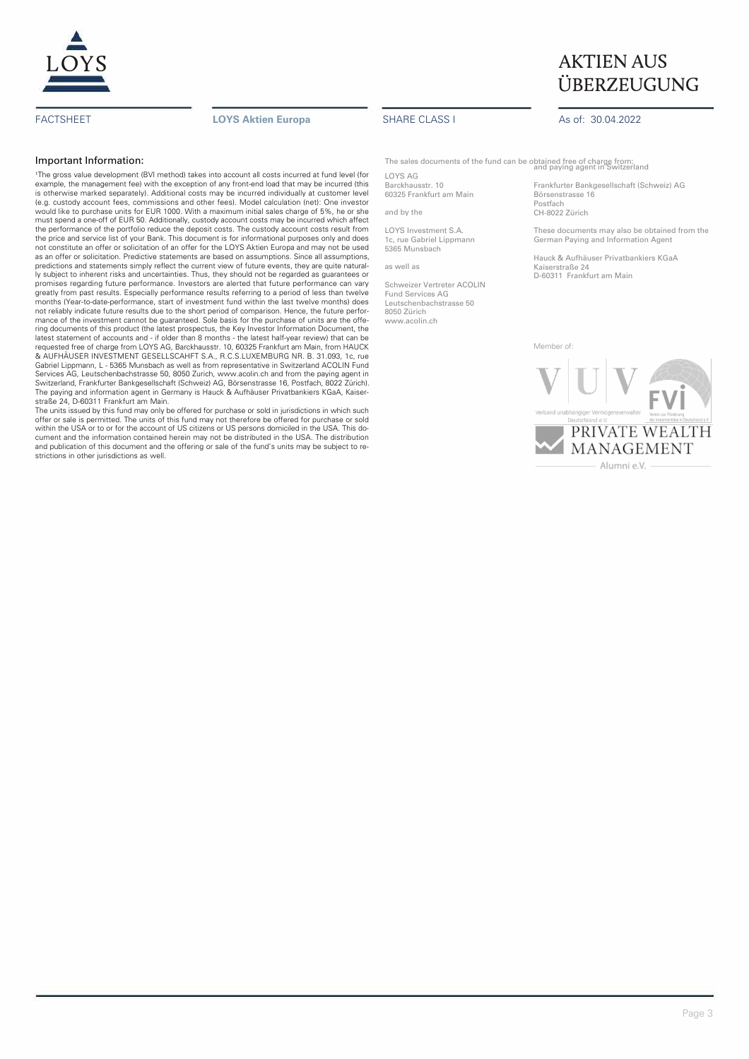# AKTIEN AUS ÜBERZEUGUNG

FACTSHEET | **LOYS Aktien Europa** | SHARE CLASS I | As of: 30.04.2022

## Important Information:

[1]The gross value development (BVI method) takes into account all costs incurred at fund level (for example, the management fee) with the exception of any front-end load that may be incurred (this is otherwise marked separately). Additional costs may be incurred individually at customer level (e.g. custody account fees, commissions and other fees). Model calculation (net): One investor would like to purchase units for EUR 1000. With a maximum initial sales charge of 5%, he or she must spend a one-off of EUR 50. Additionally, custody account costs may be incurred which affect the performance of the portfolio reduce the deposit costs. The custody account costs result from the price and service list of your Bank. This document is for informational purposes only and does not constitute an offer or solicitation of an offer for the LOYS Aktien Europa and may not be used as an offer or solicitation. Predictive statements are based on assumptions. Since all assumptions, predictions and statements simply reflect the current view of future events, they are quite naturally subject to inherent risks and uncertainties. Thus, they should not be regarded as guarantees or promises regarding future performance. Investors are alerted that future performance can vary greatly from past results. Especially performance results referring to a period of less than twelve months (Year-to-date-performance, start of investment fund within the last twelve months) does not reliably indicate future results due to the short period of comparison. Hence, the future performance of the investment cannot be guaranteed. Sole basis for the purchase of units are the offering documents of this product (the latest prospectus, the Key Investor Information Document, the latest statement of accounts and - if older than 8 months - the latest half-year review) that can be requested free of charge from LOYS AG, Barckhausstr. 10, 60325 Frankfurt am Main, from HAUCK & AUFHÄUSER INVESTMENT GESELLSCAHFT S.A., R.C.S.LUXEMBURG NR. B. 31.093, 1c, rue Gabriel Lippmann, L - 5365 Munsbach as well as from representative in Switzerland ACOLIN Fund Services AG, Leutschenbachstrasse 50, 8050 Zurich, www.acolin.ch and from the paying agent in Switzerland, Frankfurter Bankgesellschaft (Schweiz) AG, Börsenstrasse 16, Postfach, 8022 Zürich). The paying and information agent in Germany is Hauck & Aufhäuser Privatbankiers KGaA, Kaiserstraße 24, D-60311 Frankfurt am Main.

The units issued by this fund may only be offered for purchase or sold in jurisdictions in which such offer or sale is permitted. The units of this fund may not therefore be offered for purchase or sold within the USA or to or for the account of US citizens or US persons domiciled in the USA. This document and the information contained herein may not be distributed in the USA. The distribution and publication of this document and the offering or sale of the fund's units may be subject to restrictions in other jurisdictions as well.

The sales documents of the fund can be obtained free of charge from:

LOYS AG
Barckhausstr. 10
60325 Frankfurt am Main

and by the

LOYS Investment S.A.
1c, rue Gabriel Lippmann
5365 Munsbach

as well as

Schweizer Vertreter ACOLIN
Fund Services AG
Leutschenbachstrasse 50
8050 Zürich
www.acolin.ch

and paying agent in Switzerland

Frankfurter Bankgesellschaft (Schweiz) AG
Börsenstrasse 16
Postfach
CH-8022 Zürich

These documents may also be obtained from the German Paying and Information Agent

Hauck & Aufhäuser Privatbankiers KGaA
Kaiserstraße 24
D-60311 Frankfurt am Main

Member of:

VUV – Verband unabhängiger Vermögensverwalter Deutschland e.V.

FVI – Verein zur Förderung der Investmentidee in Deutschland e.V.

PRIVATE WEALTH MANAGEMENT Alumni e.V.